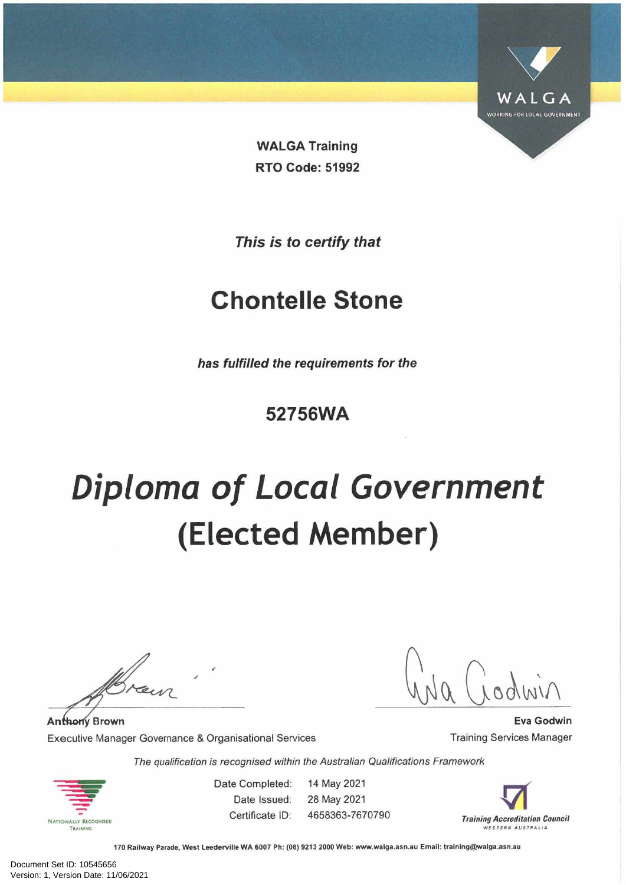WALGA

WORKING FOR LOCAL GOVERNMENT

**WALGA Training**

**RTO Code: 51992**

***This is to certify that***

# Chontelle Stone

***has fulfilled the requirements for the***

**52756WA**

# *Diploma of Local Government*
# (Elected Member)

**Anthony Brown**
Executive Manager Governance & Organisational Services

**Eva Godwin**
Training Services Manager

*The qualification is recognised within the Australian Qualifications Framework*

NATIONALLY RECOGNISED TRAINING

Date Completed: 14 May 2021
Date Issued: 28 May 2021
Certificate ID: 4658363-7670790

***Training Accreditation Council***
*WESTERN AUSTRALIA*

**170 Railway Parade, West Leederville WA 6007 Ph: (08) 9213 2000 Web: www.walga.asn.au Email: training@walga.asn.au**

Document Set ID: 10545656
Version: 1, Version Date: 11/06/2021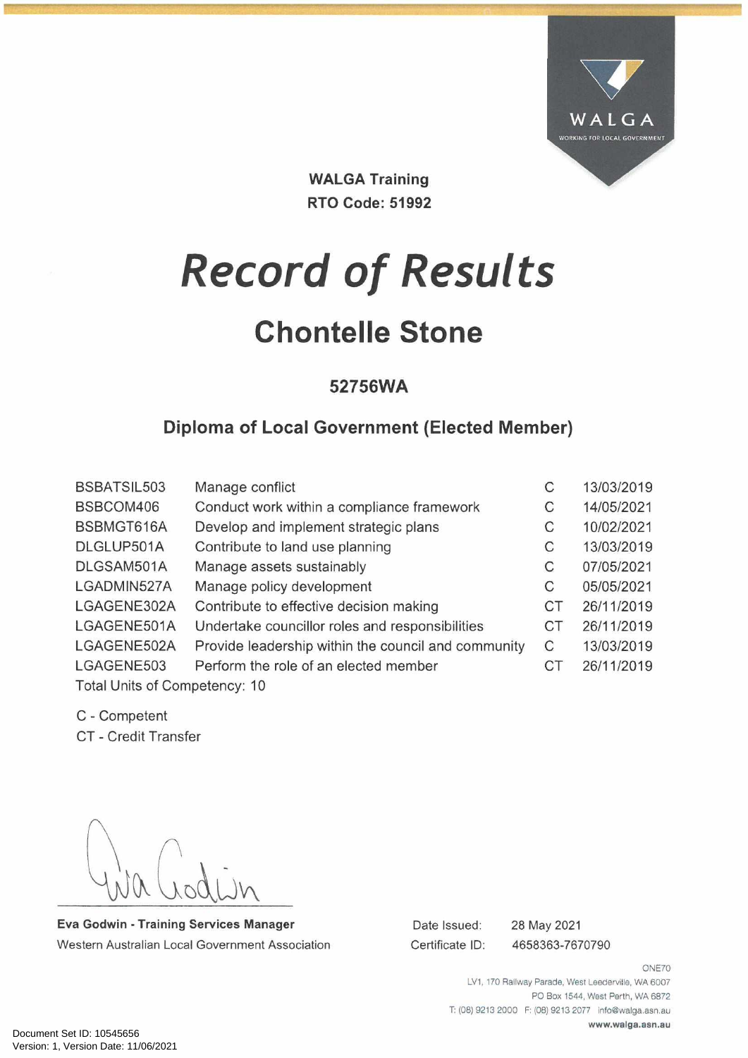WALGA

WORKING FOR LOCAL GOVERNMENT

**WALGA Training**

**RTO Code: 51992**

# *Record of Results*

## Chontelle Stone

**52756WA**

### Diploma of Local Government (Elected Member)

| | | | |
|---|---|---|---|
| BSBATSIL503 | Manage conflict | C | 13/03/2019 |
| BSBCOM406 | Conduct work within a compliance framework | C | 14/05/2021 |
| BSBMGT616A | Develop and implement strategic plans | C | 10/02/2021 |
| DLGLUP501A | Contribute to land use planning | C | 13/03/2019 |
| DLGSAM501A | Manage assets sustainably | C | 07/05/2021 |
| LGADMIN527A | Manage policy development | C | 05/05/2021 |
| LGAGENE302A | Contribute to effective decision making | CT | 26/11/2019 |
| LGAGENE501A | Undertake councillor roles and responsibilities | CT | 26/11/2019 |
| LGAGENE502A | Provide leadership within the council and community | C | 13/03/2019 |
| LGAGENE503 | Perform the role of an elected member | CT | 26/11/2019 |

Total Units of Competency: 10

C - Competent

CT - Credit Transfer

**Eva Godwin - Training Services Manager**

Western Australian Local Government Association

Date Issued: 28 May 2021

Certificate ID: 4658363-7670790

ONE70

LV1, 170 Railway Parade, West Leederville, WA 6007

PO Box 1544, West Perth, WA 6872

T: (08) 9213 2000 F: (08) 9213 2077 info@walga.asn.au

**www.walga.asn.au**

Document Set ID: 10545656

Version: 1, Version Date: 11/06/2021